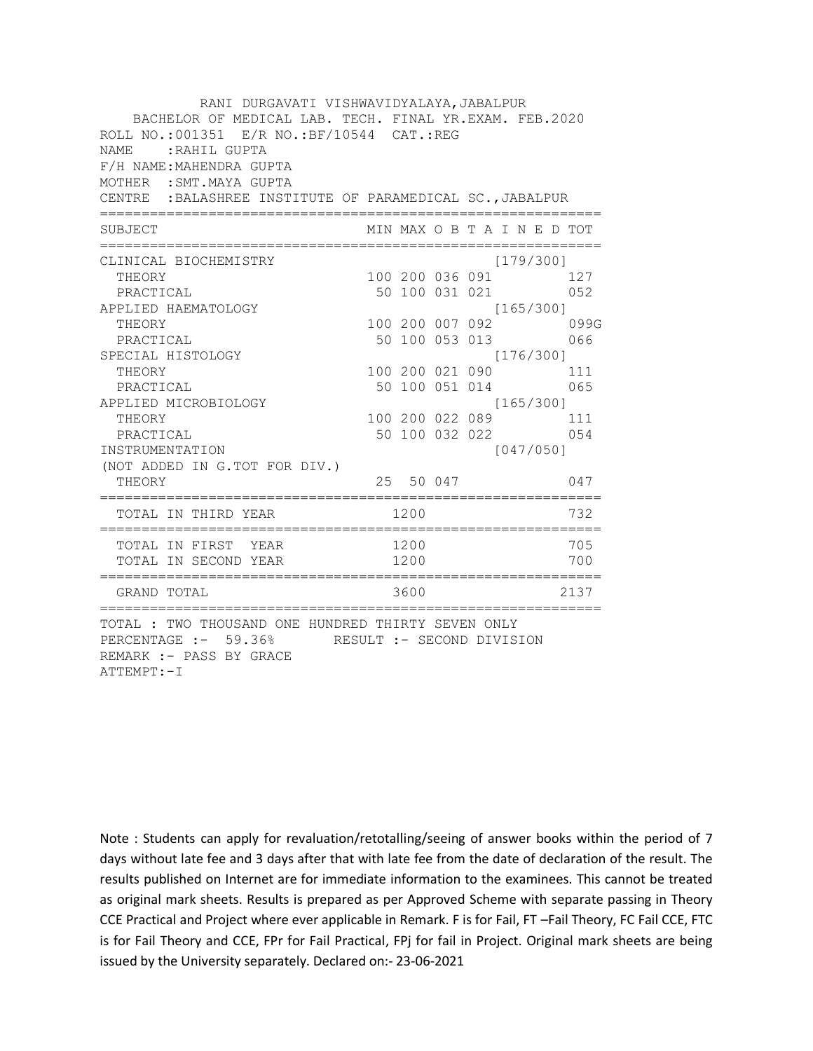RANI DURGAVATI VISHWAVIDYALAYA,JABALPUR

BACHELOR OF MEDICAL LAB. TECH. FINAL YR.EXAM. FEB.2020

ROLL NO.:001351 E/R NO.:BF/10544 CAT.:REG

NAME :RAHIL GUPTA

F/H NAME:MAHENDRA GUPTA

MOTHER :SMT.MAYA GUPTA

CENTRE :BALASHREE INSTITUTE OF PARAMEDICAL SC.,JABALPUR

| SUBJECT | MIN | MAX | O B T A I N E D | | | TOT |
|---|---|---|---|---|---|---|
| CLINICAL BIOCHEMISTRY | | | | | [179/300] | |
| THEORY | 100 | 200 | 036 | 091 | | 127 |
| PRACTICAL | 50 | 100 | 031 | 021 | | 052 |
| APPLIED HAEMATOLOGY | | | | | [165/300] | |
| THEORY | 100 | 200 | 007 | 092 | | 099G |
| PRACTICAL | 50 | 100 | 053 | 013 | | 066 |
| SPECIAL HISTOLOGY | | | | | [176/300] | |
| THEORY | 100 | 200 | 021 | 090 | | 111 |
| PRACTICAL | 50 | 100 | 051 | 014 | | 065 |
| APPLIED MICROBIOLOGY | | | | | [165/300] | |
| THEORY | 100 | 200 | 022 | 089 | | 111 |
| PRACTICAL | 50 | 100 | 032 | 022 | | 054 |
| INSTRUMENTATION | | | | | [047/050] | |
| (NOT ADDED IN G.TOT FOR DIV.) | | | | | | |
| THEORY | 25 | 50 | 047 | | | 047 |
| TOTAL IN THIRD YEAR | | 1200 | | | | 732 |
| TOTAL IN FIRST YEAR | | 1200 | | | | 705 |
| TOTAL IN SECOND YEAR | | 1200 | | | | 700 |
| GRAND TOTAL | | 3600 | | | | 2137 |

TOTAL : TWO THOUSAND ONE HUNDRED THIRTY SEVEN ONLY

PERCENTAGE :- 59.36% RESULT :- SECOND DIVISION

REMARK :- PASS BY GRACE

ATTEMPT:-I

Note : Students can apply for revaluation/retotalling/seeing of answer books within the period of 7 days without late fee and 3 days after that with late fee from the date of declaration of the result. The results published on Internet are for immediate information to the examinees. This cannot be treated as original mark sheets. Results is prepared as per Approved Scheme with separate passing in Theory CCE Practical and Project where ever applicable in Remark. F is for Fail, FT –Fail Theory, FC Fail CCE, FTC is for Fail Theory and CCE, FPr for Fail Practical, FPj for fail in Project. Original mark sheets are being issued by the University separately. Declared on:- 23-06-2021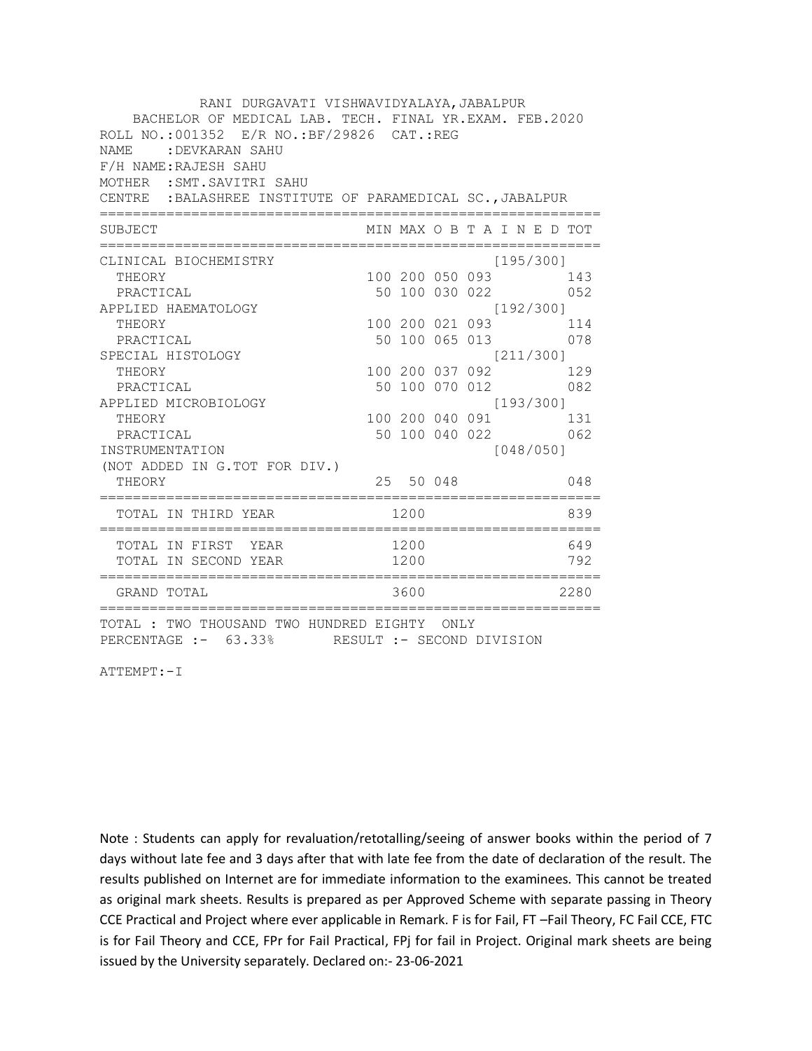RANI DURGAVATI VISHWAVIDYALAYA,JABALPUR

BACHELOR OF MEDICAL LAB. TECH. FINAL YR.EXAM. FEB.2020

ROLL NO.:001352 E/R NO.:BF/29826 CAT.:REG

NAME :DEVKARAN SAHU

F/H NAME:RAJESH SAHU

MOTHER :SMT.SAVITRI SAHU

CENTRE :BALASHREE INSTITUTE OF PARAMEDICAL SC.,JABALPUR

| SUBJECT | MIN | MAX | O B T A I N E D | | | TOT |
|---|---|---|---|---|---|---|
| CLINICAL BIOCHEMISTRY | | | | | [195/300] | |
| THEORY | 100 | 200 | 050 | 093 | | 143 |
| PRACTICAL | 50 | 100 | 030 | 022 | | 052 |
| APPLIED HAEMATOLOGY | | | | | [192/300] | |
| THEORY | 100 | 200 | 021 | 093 | | 114 |
| PRACTICAL | 50 | 100 | 065 | 013 | | 078 |
| SPECIAL HISTOLOGY | | | | | [211/300] | |
| THEORY | 100 | 200 | 037 | 092 | | 129 |
| PRACTICAL | 50 | 100 | 070 | 012 | | 082 |
| APPLIED MICROBIOLOGY | | | | | [193/300] | |
| THEORY | 100 | 200 | 040 | 091 | | 131 |
| PRACTICAL | 50 | 100 | 040 | 022 | | 062 |
| INSTRUMENTATION | | | | | [048/050] | |
| (NOT ADDED IN G.TOT FOR DIV.) | | | | | | |
| THEORY | 25 | 50 | 048 | | | 048 |
| TOTAL IN THIRD YEAR | | 1200 | | | | 839 |
| TOTAL IN FIRST YEAR | | 1200 | | | | 649 |
| TOTAL IN SECOND YEAR | | 1200 | | | | 792 |
| GRAND TOTAL | | 3600 | | | | 2280 |

TOTAL : TWO THOUSAND TWO HUNDRED EIGHTY ONLY

PERCENTAGE :- 63.33% RESULT :- SECOND DIVISION

ATTEMPT:-I

Note : Students can apply for revaluation/retotalling/seeing of answer books within the period of 7 days without late fee and 3 days after that with late fee from the date of declaration of the result. The results published on Internet are for immediate information to the examinees. This cannot be treated as original mark sheets. Results is prepared as per Approved Scheme with separate passing in Theory CCE Practical and Project where ever applicable in Remark. F is for Fail, FT –Fail Theory, FC Fail CCE, FTC is for Fail Theory and CCE, FPr for Fail Practical, FPj for fail in Project. Original mark sheets are being issued by the University separately. Declared on:- 23-06-2021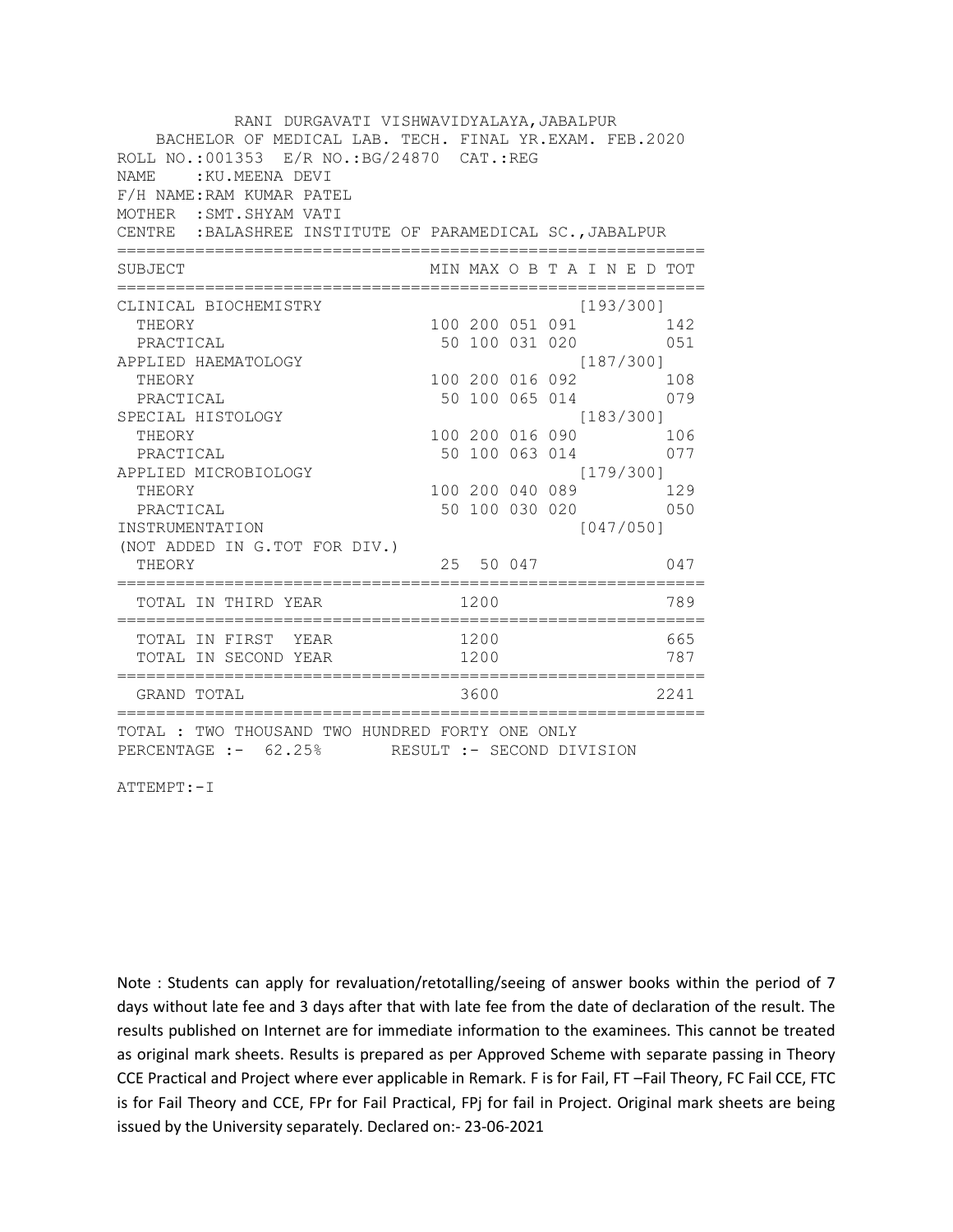RANI DURGAVATI VISHWAVIDYALAYA,JABALPUR

BACHELOR OF MEDICAL LAB. TECH. FINAL YR.EXAM. FEB.2020

ROLL NO.:001353 E/R NO.:BG/24870 CAT.:REG

NAME :KU.MEENA DEVI

F/H NAME:RAM KUMAR PATEL

MOTHER :SMT.SHYAM VATI

CENTRE :BALASHREE INSTITUTE OF PARAMEDICAL SC.,JABALPUR

| SUBJECT | MIN | MAX | O B T A I N E D | | | TOT |
|---|---|---|---|---|---|---|
| CLINICAL BIOCHEMISTRY | | | | | [193/300] | |
| THEORY | 100 | 200 | 051 | 091 | | 142 |
| PRACTICAL | 50 | 100 | 031 | 020 | | 051 |
| APPLIED HAEMATOLOGY | | | | | [187/300] | |
| THEORY | 100 | 200 | 016 | 092 | | 108 |
| PRACTICAL | 50 | 100 | 065 | 014 | | 079 |
| SPECIAL HISTOLOGY | | | | | [183/300] | |
| THEORY | 100 | 200 | 016 | 090 | | 106 |
| PRACTICAL | 50 | 100 | 063 | 014 | | 077 |
| APPLIED MICROBIOLOGY | | | | | [179/300] | |
| THEORY | 100 | 200 | 040 | 089 | | 129 |
| PRACTICAL | 50 | 100 | 030 | 020 | | 050 |
| INSTRUMENTATION | | | | | [047/050] | |
| (NOT ADDED IN G.TOT FOR DIV.) | | | | | | |
| THEORY | 25 | 50 | 047 | | | 047 |
| TOTAL IN THIRD YEAR | | 1200 | | | | 789 |
| TOTAL IN FIRST YEAR | | 1200 | | | | 665 |
| TOTAL IN SECOND YEAR | | 1200 | | | | 787 |
| GRAND TOTAL | | 3600 | | | | 2241 |

TOTAL : TWO THOUSAND TWO HUNDRED FORTY ONE ONLY

PERCENTAGE :- 62.25% RESULT :- SECOND DIVISION

ATTEMPT:-I

Note : Students can apply for revaluation/retotalling/seeing of answer books within the period of 7 days without late fee and 3 days after that with late fee from the date of declaration of the result. The results published on Internet are for immediate information to the examinees. This cannot be treated as original mark sheets. Results is prepared as per Approved Scheme with separate passing in Theory CCE Practical and Project where ever applicable in Remark. F is for Fail, FT –Fail Theory, FC Fail CCE, FTC is for Fail Theory and CCE, FPr for Fail Practical, FPj for fail in Project. Original mark sheets are being issued by the University separately. Declared on:- 23-06-2021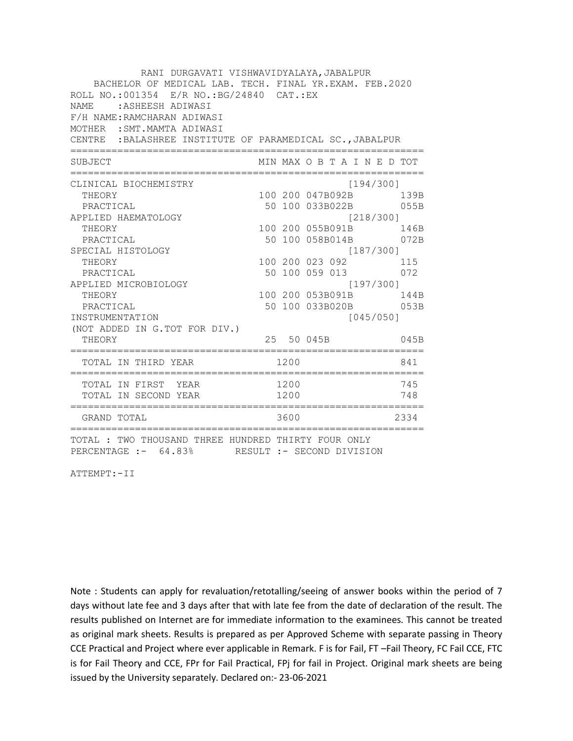RANI DURGAVATI VISHWAVIDYALAYA,JABALPUR

BACHELOR OF MEDICAL LAB. TECH. FINAL YR.EXAM. FEB.2020

ROLL NO.:001354 E/R NO.:BG/24840 CAT.:EX

NAME :ASHEESH ADIWASI

F/H NAME:RAMCHARAN ADIWASI

MOTHER :SMT.MAMTA ADIWASI

CENTRE :BALASHREE INSTITUTE OF PARAMEDICAL SC.,JABALPUR

| SUBJECT | MIN | MAX | O B T A I N E D | TOT |
|---|---|---|---|---|
| CLINICAL BIOCHEMISTRY | | | [194/300] | |
| THEORY | 100 | 200 | 047B092B | 139B |
| PRACTICAL | 50 | 100 | 033B022B | 055B |
| APPLIED HAEMATOLOGY | | | [218/300] | |
| THEORY | 100 | 200 | 055B091B | 146B |
| PRACTICAL | 50 | 100 | 058B014B | 072B |
| SPECIAL HISTOLOGY | | | [187/300] | |
| THEORY | 100 | 200 | 023 092 | 115 |
| PRACTICAL | 50 | 100 | 059 013 | 072 |
| APPLIED MICROBIOLOGY | | | [197/300] | |
| THEORY | 100 | 200 | 053B091B | 144B |
| PRACTICAL | 50 | 100 | 033B020B | 053B |
| INSTRUMENTATION | | | [045/050] | |
| (NOT ADDED IN G.TOT FOR DIV.) | | | | |
| THEORY | 25 | 50 | 045B | 045B |
| TOTAL IN THIRD YEAR | | 1200 | | 841 |
| TOTAL IN FIRST YEAR | | 1200 | | 745 |
| TOTAL IN SECOND YEAR | | 1200 | | 748 |
| GRAND TOTAL | | 3600 | | 2334 |

TOTAL : TWO THOUSAND THREE HUNDRED THIRTY FOUR ONLY

PERCENTAGE :- 64.83% RESULT :- SECOND DIVISION

ATTEMPT:-II

Note : Students can apply for revaluation/retotalling/seeing of answer books within the period of 7 days without late fee and 3 days after that with late fee from the date of declaration of the result. The results published on Internet are for immediate information to the examinees. This cannot be treated as original mark sheets. Results is prepared as per Approved Scheme with separate passing in Theory CCE Practical and Project where ever applicable in Remark. F is for Fail, FT –Fail Theory, FC Fail CCE, FTC is for Fail Theory and CCE, FPr for Fail Practical, FPj for fail in Project. Original mark sheets are being issued by the University separately. Declared on:- 23-06-2021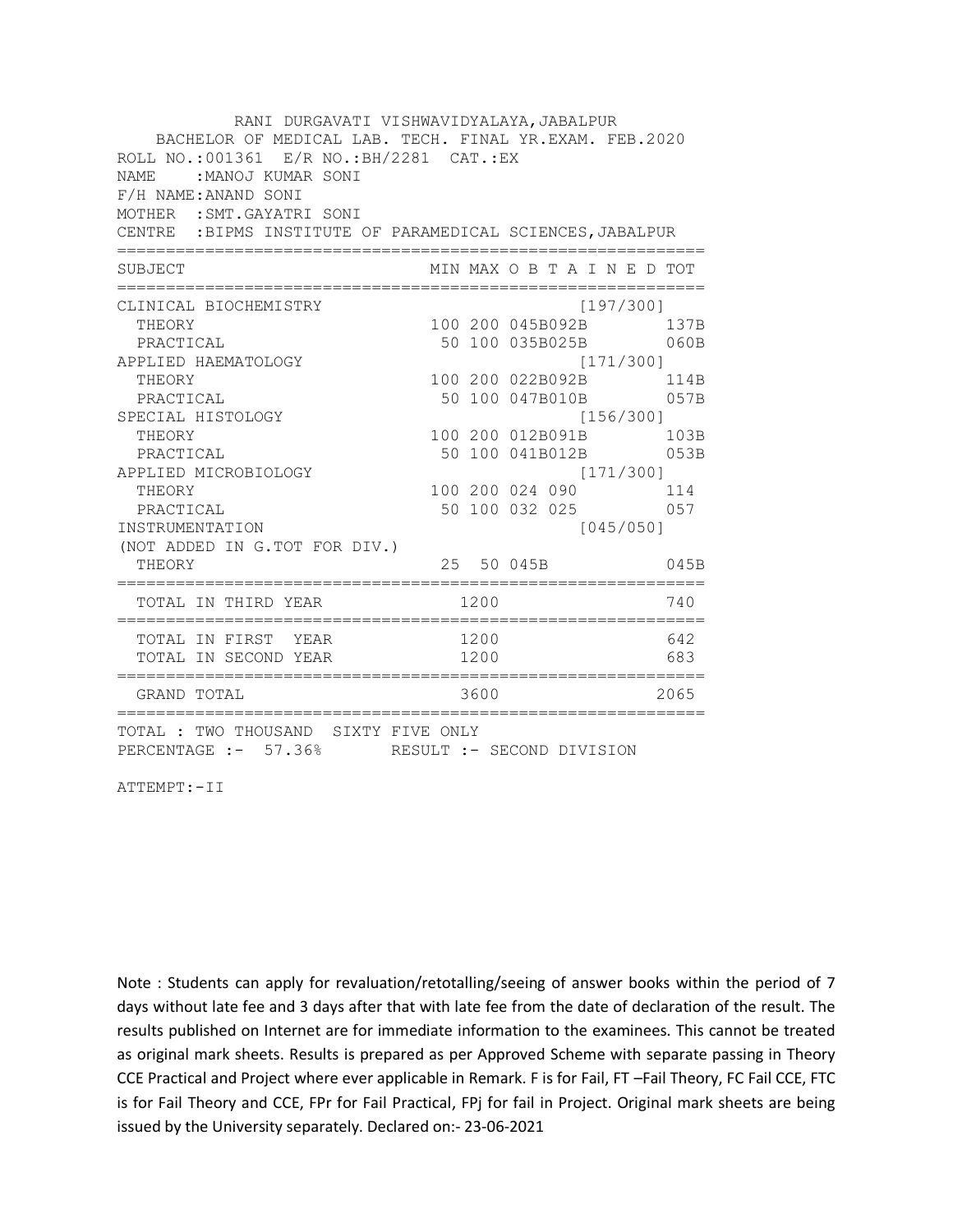RANI DURGAVATI VISHWAVIDYALAYA,JABALPUR

BACHELOR OF MEDICAL LAB. TECH. FINAL YR.EXAM. FEB.2020

ROLL NO.:001361 E/R NO.:BH/2281 CAT.:EX

NAME :MANOJ KUMAR SONI

F/H NAME:ANAND SONI

MOTHER :SMT.GAYATRI SONI

CENTRE :BIPMS INSTITUTE OF PARAMEDICAL SCIENCES,JABALPUR

| SUBJECT | MIN | MAX | O B T A I N E D | TOT |
|---|---|---|---|---|
| CLINICAL BIOCHEMISTRY | | | [197/300] | |
| THEORY | 100 | 200 | 045B092B | 137B |
| PRACTICAL | 50 | 100 | 035B025B | 060B |
| APPLIED HAEMATOLOGY | | | [171/300] | |
| THEORY | 100 | 200 | 022B092B | 114B |
| PRACTICAL | 50 | 100 | 047B010B | 057B |
| SPECIAL HISTOLOGY | | | [156/300] | |
| THEORY | 100 | 200 | 012B091B | 103B |
| PRACTICAL | 50 | 100 | 041B012B | 053B |
| APPLIED MICROBIOLOGY | | | [171/300] | |
| THEORY | 100 | 200 | 024 090 | 114 |
| PRACTICAL | 50 | 100 | 032 025 | 057 |
| INSTRUMENTATION | | | [045/050] | |
| (NOT ADDED IN G.TOT FOR DIV.) | | | | |
| THEORY | 25 | 50 | 045B | 045B |
| TOTAL IN THIRD YEAR | | 1200 | | 740 |
| TOTAL IN FIRST YEAR | | 1200 | | 642 |
| TOTAL IN SECOND YEAR | | 1200 | | 683 |
| GRAND TOTAL | | 3600 | | 2065 |

TOTAL : TWO THOUSAND SIXTY FIVE ONLY

PERCENTAGE :- 57.36% RESULT :- SECOND DIVISION

ATTEMPT:-II

Note : Students can apply for revaluation/retotalling/seeing of answer books within the period of 7 days without late fee and 3 days after that with late fee from the date of declaration of the result. The results published on Internet are for immediate information to the examinees. This cannot be treated as original mark sheets. Results is prepared as per Approved Scheme with separate passing in Theory CCE Practical and Project where ever applicable in Remark. F is for Fail, FT –Fail Theory, FC Fail CCE, FTC is for Fail Theory and CCE, FPr for Fail Practical, FPj for fail in Project. Original mark sheets are being issued by the University separately. Declared on:- 23-06-2021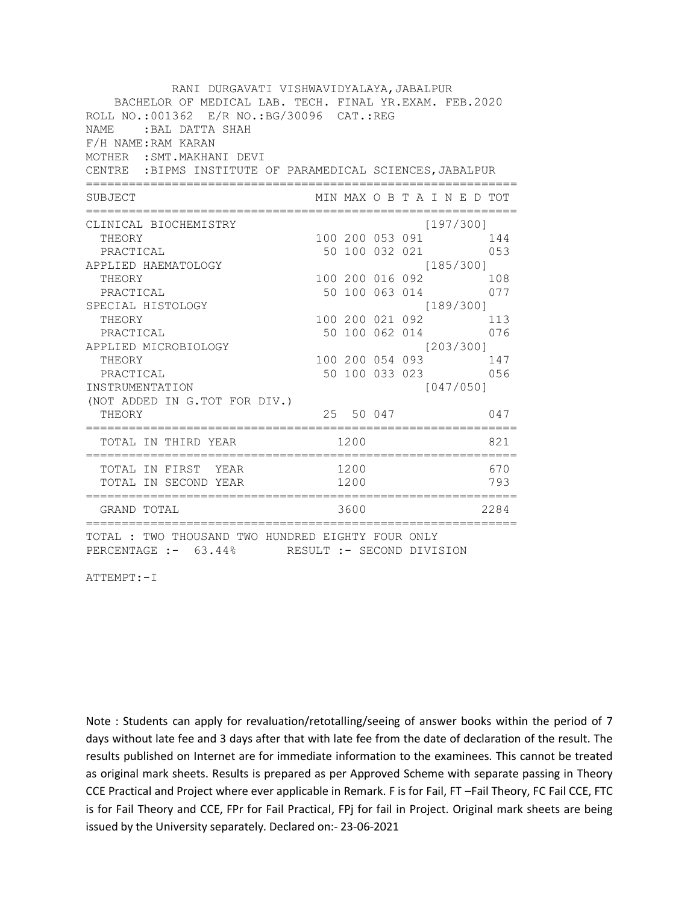RANI DURGAVATI VISHWAVIDYALAYA,JABALPUR

BACHELOR OF MEDICAL LAB. TECH. FINAL YR.EXAM. FEB.2020

ROLL NO.:001362 E/R NO.:BG/30096 CAT.:REG

NAME : BAL DATTA SHAH

F/H NAME: RAM KARAN

MOTHER : SMT.MAKHANI DEVI

CENTRE : BIPMS INSTITUTE OF PARAMEDICAL SCIENCES,JABALPUR

| SUBJECT | MIN | MAX | O B T A I N E D | | | TOT |
|---|---|---|---|---|---|---|
| CLINICAL BIOCHEMISTRY | | | | | [197/300] | |
| THEORY | 100 | 200 | 053 | 091 | | 144 |
| PRACTICAL | 50 | 100 | 032 | 021 | | 053 |
| APPLIED HAEMATOLOGY | | | | | [185/300] | |
| THEORY | 100 | 200 | 016 | 092 | | 108 |
| PRACTICAL | 50 | 100 | 063 | 014 | | 077 |
| SPECIAL HISTOLOGY | | | | | [189/300] | |
| THEORY | 100 | 200 | 021 | 092 | | 113 |
| PRACTICAL | 50 | 100 | 062 | 014 | | 076 |
| APPLIED MICROBIOLOGY | | | | | [203/300] | |
| THEORY | 100 | 200 | 054 | 093 | | 147 |
| PRACTICAL | 50 | 100 | 033 | 023 | | 056 |
| INSTRUMENTATION | | | | | [047/050] | |
| (NOT ADDED IN G.TOT FOR DIV.) | | | | | | |
| THEORY | 25 | 50 | 047 | | | 047 |
| TOTAL IN THIRD YEAR | | 1200 | | | | 821 |
| TOTAL IN FIRST YEAR | | 1200 | | | | 670 |
| TOTAL IN SECOND YEAR | | 1200 | | | | 793 |
| GRAND TOTAL | | 3600 | | | | 2284 |

TOTAL : TWO THOUSAND TWO HUNDRED EIGHTY FOUR ONLY

PERCENTAGE :- 63.44% RESULT :- SECOND DIVISION

ATTEMPT:-I

Note : Students can apply for revaluation/retotalling/seeing of answer books within the period of 7 days without late fee and 3 days after that with late fee from the date of declaration of the result. The results published on Internet are for immediate information to the examinees. This cannot be treated as original mark sheets. Results is prepared as per Approved Scheme with separate passing in Theory CCE Practical and Project where ever applicable in Remark. F is for Fail, FT –Fail Theory, FC Fail CCE, FTC is for Fail Theory and CCE, FPr for Fail Practical, FPj for fail in Project. Original mark sheets are being issued by the University separately. Declared on:- 23-06-2021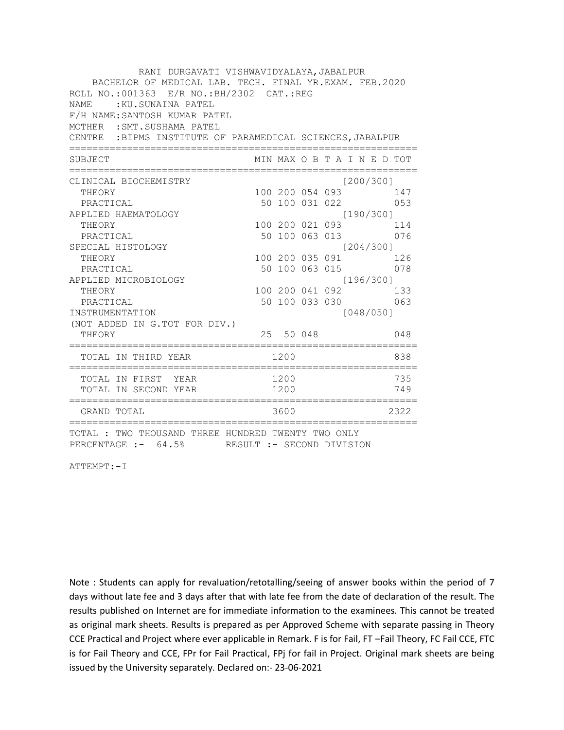RANI DURGAVATI VISHWAVIDYALAYA,JABALPUR
BACHELOR OF MEDICAL LAB. TECH. FINAL YR.EXAM. FEB.2020

ROLL NO.:001363 E/R NO.:BH/2302 CAT.:REG
NAME :KU.SUNAINA PATEL
F/H NAME:SANTOSH KUMAR PATEL
MOTHER :SMT.SUSHAMA PATEL
CENTRE :BIPMS INSTITUTE OF PARAMEDICAL SCIENCES,JABALPUR

| SUBJECT | MIN | MAX | O B T A I N E D | | | TOT |
|---|---|---|---|---|---|---|
| CLINICAL BIOCHEMISTRY | | | | | [200/300] | |
| THEORY | 100 | 200 | 054 | 093 | | 147 |
| PRACTICAL | 50 | 100 | 031 | 022 | | 053 |
| APPLIED HAEMATOLOGY | | | | | [190/300] | |
| THEORY | 100 | 200 | 021 | 093 | | 114 |
| PRACTICAL | 50 | 100 | 063 | 013 | | 076 |
| SPECIAL HISTOLOGY | | | | | [204/300] | |
| THEORY | 100 | 200 | 035 | 091 | | 126 |
| PRACTICAL | 50 | 100 | 063 | 015 | | 078 |
| APPLIED MICROBIOLOGY | | | | | [196/300] | |
| THEORY | 100 | 200 | 041 | 092 | | 133 |
| PRACTICAL | 50 | 100 | 033 | 030 | | 063 |
| INSTRUMENTATION | | | | | [048/050] | |
| (NOT ADDED IN G.TOT FOR DIV.) | | | | | | |
| THEORY | 25 | 50 | 048 | | | 048 |
| TOTAL IN THIRD YEAR | | 1200 | | | | 838 |
| TOTAL IN FIRST YEAR | | 1200 | | | | 735 |
| TOTAL IN SECOND YEAR | | 1200 | | | | 749 |
| GRAND TOTAL | | 3600 | | | | 2322 |

TOTAL : TWO THOUSAND THREE HUNDRED TWENTY TWO ONLY
PERCENTAGE :- 64.5% RESULT :- SECOND DIVISION

ATTEMPT:-I

Note : Students can apply for revaluation/retotalling/seeing of answer books within the period of 7 days without late fee and 3 days after that with late fee from the date of declaration of the result. The results published on Internet are for immediate information to the examinees. This cannot be treated as original mark sheets. Results is prepared as per Approved Scheme with separate passing in Theory CCE Practical and Project where ever applicable in Remark. F is for Fail, FT –Fail Theory, FC Fail CCE, FTC is for Fail Theory and CCE, FPr for Fail Practical, FPj for fail in Project. Original mark sheets are being issued by the University separately. Declared on:- 23-06-2021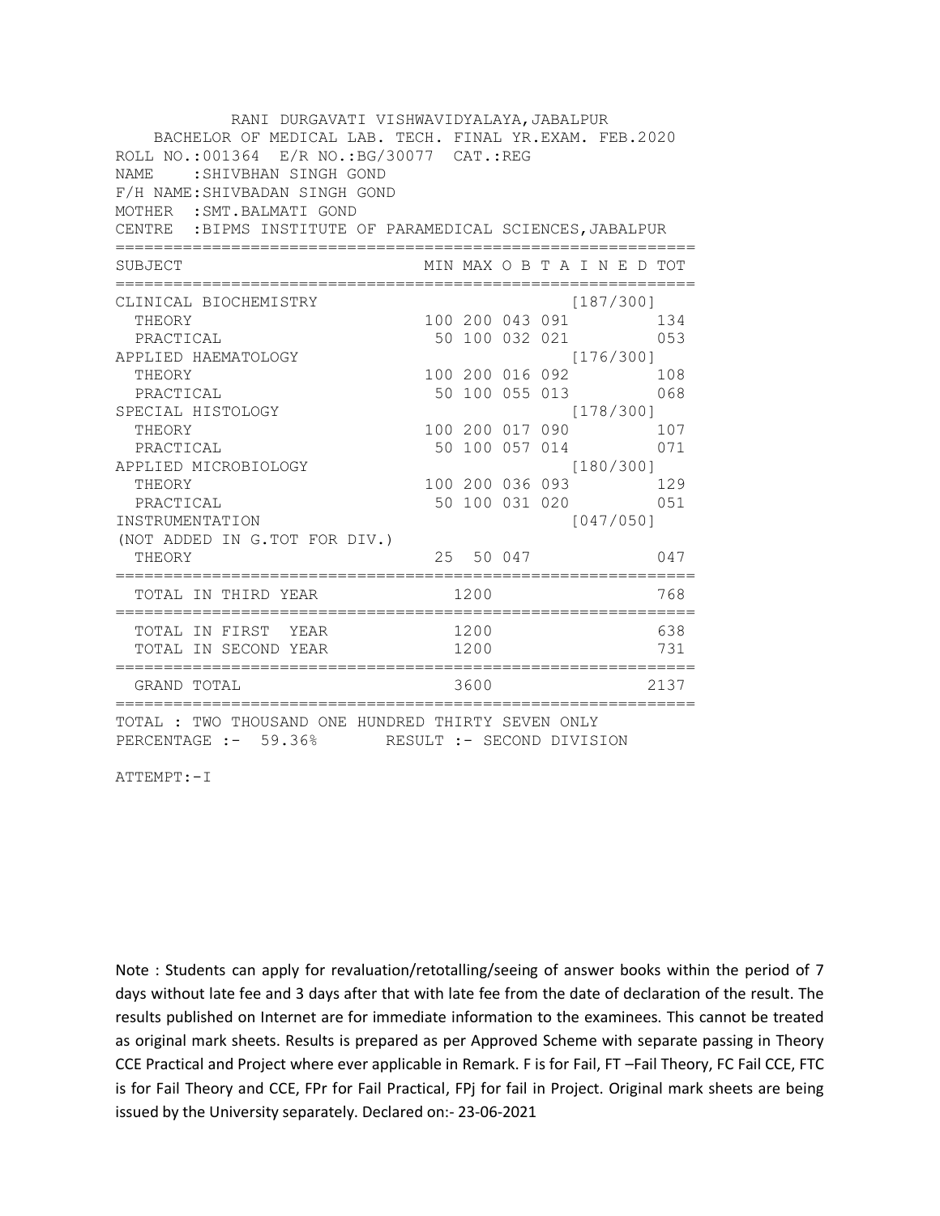RANI DURGAVATI VISHWAVIDYALAYA,JABALPUR

BACHELOR OF MEDICAL LAB. TECH. FINAL YR.EXAM. FEB.2020

ROLL NO.:001364 E/R NO.:BG/30077 CAT.:REG

NAME :SHIVBHAN SINGH GOND

F/H NAME:SHIVBADAN SINGH GOND

MOTHER :SMT.BALMATI GOND

CENTRE :BIPMS INSTITUTE OF PARAMEDICAL SCIENCES,JABALPUR

| SUBJECT | MIN | MAX | O B T A I N E D | | | TOT |
|---|---|---|---|---|---|---|
| CLINICAL BIOCHEMISTRY | | | | | [187/300] | |
| THEORY | 100 | 200 | 043 | 091 | | 134 |
| PRACTICAL | 50 | 100 | 032 | 021 | | 053 |
| APPLIED HAEMATOLOGY | | | | | [176/300] | |
| THEORY | 100 | 200 | 016 | 092 | | 108 |
| PRACTICAL | 50 | 100 | 055 | 013 | | 068 |
| SPECIAL HISTOLOGY | | | | | [178/300] | |
| THEORY | 100 | 200 | 017 | 090 | | 107 |
| PRACTICAL | 50 | 100 | 057 | 014 | | 071 |
| APPLIED MICROBIOLOGY | | | | | [180/300] | |
| THEORY | 100 | 200 | 036 | 093 | | 129 |
| PRACTICAL | 50 | 100 | 031 | 020 | | 051 |
| INSTRUMENTATION | | | | | [047/050] | |
| (NOT ADDED IN G.TOT FOR DIV.) | | | | | | |
| THEORY | 25 | 50 | 047 | | | 047 |
| TOTAL IN THIRD YEAR | | 1200 | | | | 768 |
| TOTAL IN FIRST YEAR | | 1200 | | | | 638 |
| TOTAL IN SECOND YEAR | | 1200 | | | | 731 |
| GRAND TOTAL | | 3600 | | | | 2137 |

TOTAL : TWO THOUSAND ONE HUNDRED THIRTY SEVEN ONLY

PERCENTAGE :- 59.36% RESULT :- SECOND DIVISION

ATTEMPT:-I

Note : Students can apply for revaluation/retotalling/seeing of answer books within the period of 7 days without late fee and 3 days after that with late fee from the date of declaration of the result. The results published on Internet are for immediate information to the examinees. This cannot be treated as original mark sheets. Results is prepared as per Approved Scheme with separate passing in Theory CCE Practical and Project where ever applicable in Remark. F is for Fail, FT –Fail Theory, FC Fail CCE, FTC is for Fail Theory and CCE, FPr for Fail Practical, FPj for fail in Project. Original mark sheets are being issued by the University separately. Declared on:- 23-06-2021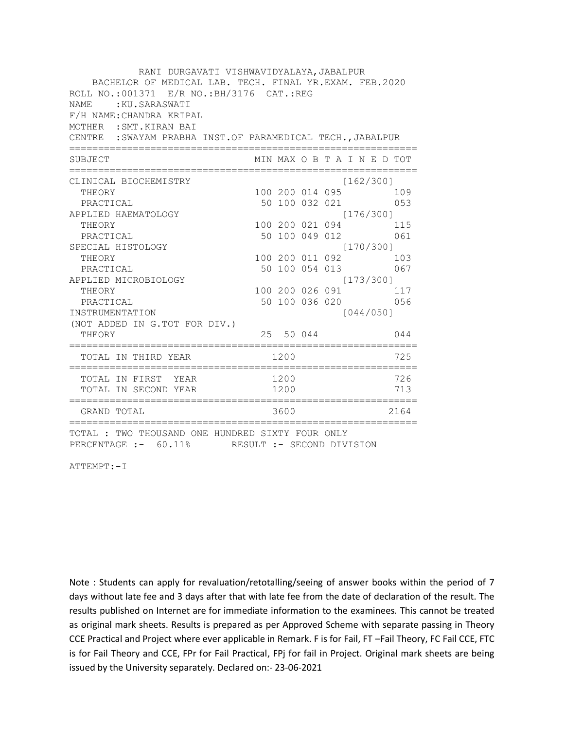RANI DURGAVATI VISHWAVIDYALAYA,JABALPUR

BACHELOR OF MEDICAL LAB. TECH. FINAL YR.EXAM. FEB.2020

ROLL NO.:001371 E/R NO.:BH/3176 CAT.:REG

NAME : KU.SARASWATI

F/H NAME:CHANDRA KRIPAL

MOTHER : SMT.KIRAN BAI

CENTRE : SWAYAM PRABHA INST.OF PARAMEDICAL TECH.,JABALPUR

| SUBJECT | MIN | MAX | O B T A I N E D | | | TOT |
|---|---|---|---|---|---|---|
| CLINICAL BIOCHEMISTRY | | | | | [162/300] | |
| THEORY | 100 | 200 | 014 | 095 | | 109 |
| PRACTICAL | 50 | 100 | 032 | 021 | | 053 |
| APPLIED HAEMATOLOGY | | | | | [176/300] | |
| THEORY | 100 | 200 | 021 | 094 | | 115 |
| PRACTICAL | 50 | 100 | 049 | 012 | | 061 |
| SPECIAL HISTOLOGY | | | | | [170/300] | |
| THEORY | 100 | 200 | 011 | 092 | | 103 |
| PRACTICAL | 50 | 100 | 054 | 013 | | 067 |
| APPLIED MICROBIOLOGY | | | | | [173/300] | |
| THEORY | 100 | 200 | 026 | 091 | | 117 |
| PRACTICAL | 50 | 100 | 036 | 020 | | 056 |
| INSTRUMENTATION | | | | | [044/050] | |
| (NOT ADDED IN G.TOT FOR DIV.) | | | | | | |
| THEORY | 25 | 50 | 044 | | | 044 |
| TOTAL IN THIRD YEAR | | 1200 | | | | 725 |
| TOTAL IN FIRST YEAR | | 1200 | | | | 726 |
| TOTAL IN SECOND YEAR | | 1200 | | | | 713 |
| GRAND TOTAL | | 3600 | | | | 2164 |

TOTAL : TWO THOUSAND ONE HUNDRED SIXTY FOUR ONLY

PERCENTAGE :- 60.11% RESULT :- SECOND DIVISION

ATTEMPT:-I

Note : Students can apply for revaluation/retotalling/seeing of answer books within the period of 7 days without late fee and 3 days after that with late fee from the date of declaration of the result. The results published on Internet are for immediate information to the examinees. This cannot be treated as original mark sheets. Results is prepared as per Approved Scheme with separate passing in Theory CCE Practical and Project where ever applicable in Remark. F is for Fail, FT –Fail Theory, FC Fail CCE, FTC is for Fail Theory and CCE, FPr for Fail Practical, FPj for fail in Project. Original mark sheets are being issued by the University separately. Declared on:- 23-06-2021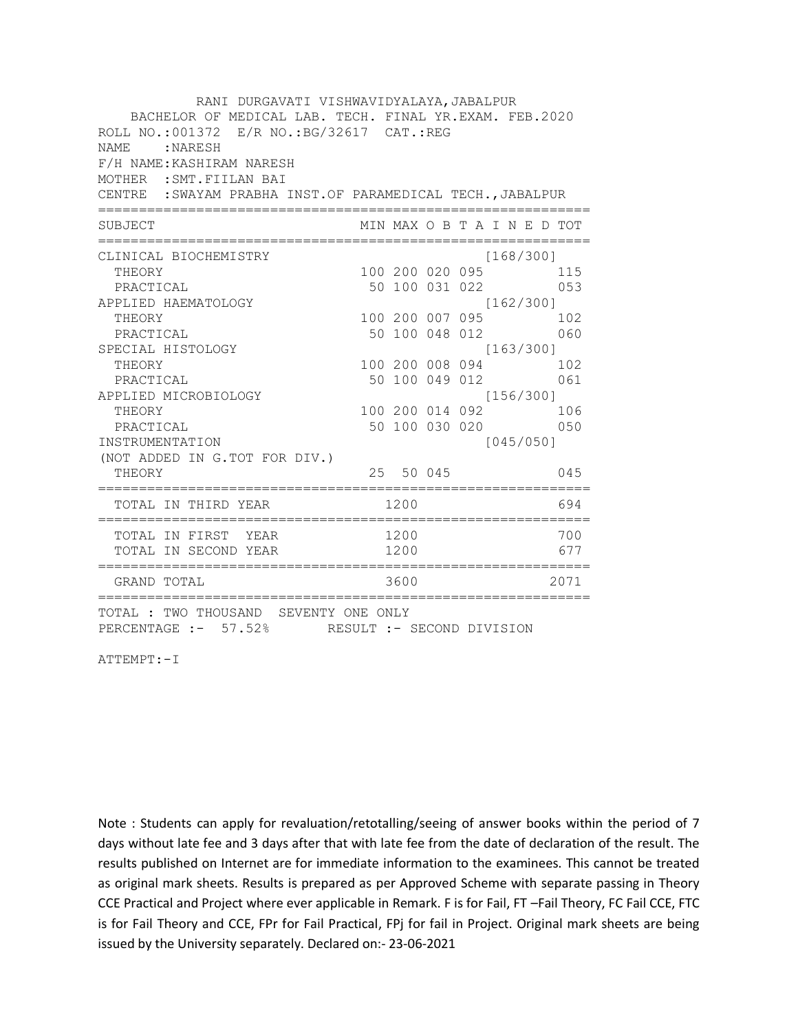RANI DURGAVATI VISHWAVIDYALAYA,JABALPUR
BACHELOR OF MEDICAL LAB. TECH. FINAL YR.EXAM. FEB.2020

ROLL NO.:001372 E/R NO.:BG/32617 CAT.:REG
NAME :NARESH
F/H NAME:KASHIRAM NARESH
MOTHER :SMT.FIILAN BAI
CENTRE :SWAYAM PRABHA INST.OF PARAMEDICAL TECH.,JABALPUR

| SUBJECT | MIN | MAX | O | B | T A I N E D | TOT |
|---|---|---|---|---|---|---|
| CLINICAL BIOCHEMISTRY | | | | | [168/300] | |
| THEORY | 100 | 200 | 020 | 095 | | 115 |
| PRACTICAL | 50 | 100 | 031 | 022 | | 053 |
| APPLIED HAEMATOLOGY | | | | | [162/300] | |
| THEORY | 100 | 200 | 007 | 095 | | 102 |
| PRACTICAL | 50 | 100 | 048 | 012 | | 060 |
| SPECIAL HISTOLOGY | | | | | [163/300] | |
| THEORY | 100 | 200 | 008 | 094 | | 102 |
| PRACTICAL | 50 | 100 | 049 | 012 | | 061 |
| APPLIED MICROBIOLOGY | | | | | [156/300] | |
| THEORY | 100 | 200 | 014 | 092 | | 106 |
| PRACTICAL | 50 | 100 | 030 | 020 | | 050 |
| INSTRUMENTATION | | | | | [045/050] | |
| (NOT ADDED IN G.TOT FOR DIV.) | | | | | | |
| THEORY | 25 | 50 | 045 | | | 045 |
| TOTAL IN THIRD YEAR | | 1200 | | | | 694 |
| TOTAL IN FIRST YEAR | | 1200 | | | | 700 |
| TOTAL IN SECOND YEAR | | 1200 | | | | 677 |
| GRAND TOTAL | | 3600 | | | | 2071 |

TOTAL : TWO THOUSAND SEVENTY ONE ONLY
PERCENTAGE :- 57.52% RESULT :- SECOND DIVISION

ATTEMPT:-I

Note : Students can apply for revaluation/retotalling/seeing of answer books within the period of 7 days without late fee and 3 days after that with late fee from the date of declaration of the result. The results published on Internet are for immediate information to the examinees. This cannot be treated as original mark sheets. Results is prepared as per Approved Scheme with separate passing in Theory CCE Practical and Project where ever applicable in Remark. F is for Fail, FT –Fail Theory, FC Fail CCE, FTC is for Fail Theory and CCE, FPr for Fail Practical, FPj for fail in Project. Original mark sheets are being issued by the University separately. Declared on:- 23-06-2021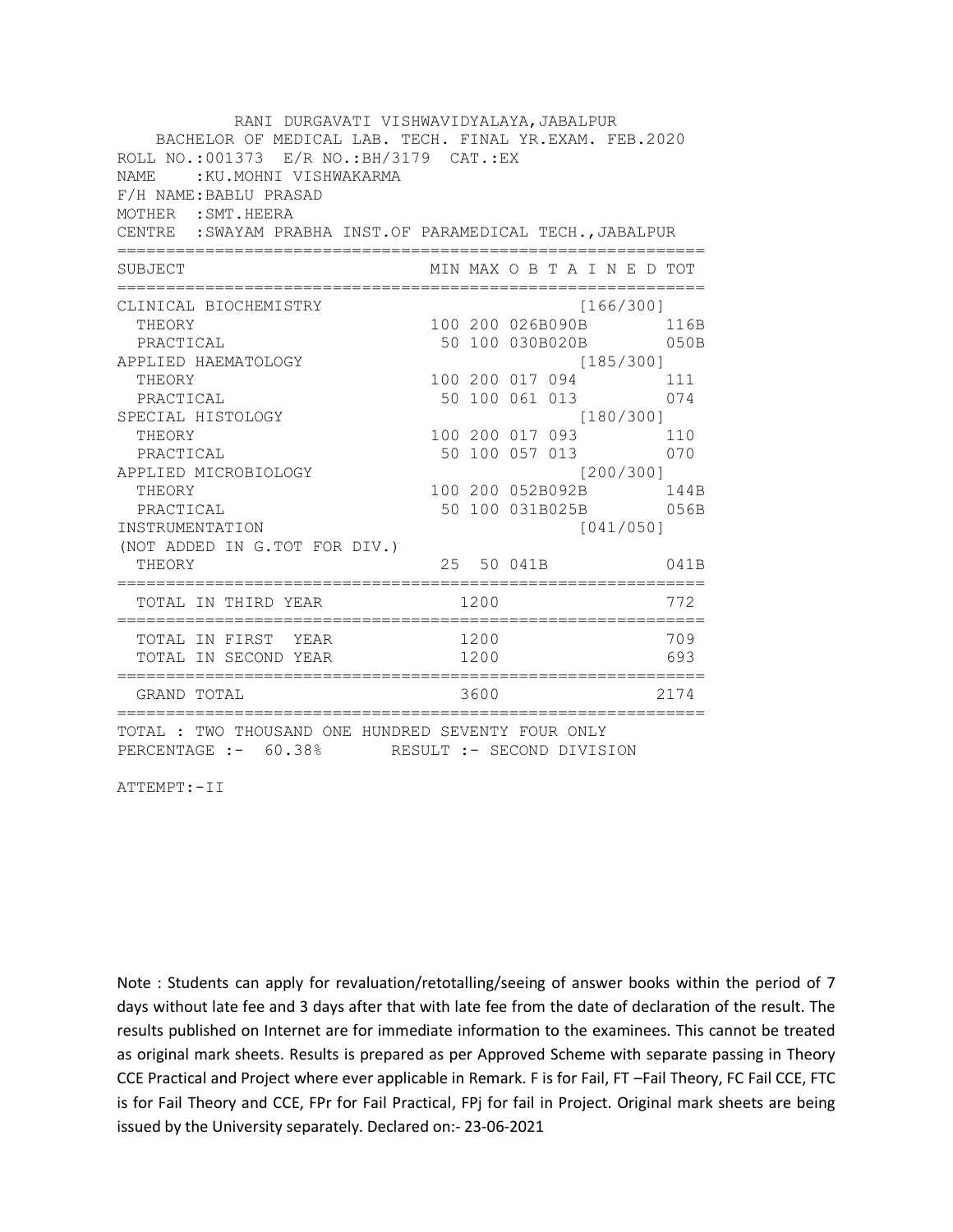RANI DURGAVATI VISHWAVIDYALAYA,JABALPUR
BACHELOR OF MEDICAL LAB. TECH. FINAL YR.EXAM. FEB.2020

ROLL NO.:001373  E/R NO.:BH/3179  CAT.:EX
NAME    :KU.MOHNI VISHWAKARMA
F/H NAME:BABLU PRASAD
MOTHER  :SMT.HEERA
CENTRE  :SWAYAM PRABHA INST.OF PARAMEDICAL TECH.,JABALPUR

| SUBJECT | MIN | MAX | O B T A I N E D | | TOT |
|---|---|---|---|---|---|
| CLINICAL BIOCHEMISTRY | | | | [166/300] | |
| THEORY | 100 | 200 | 026B | 090B | 116B |
| PRACTICAL | 50 | 100 | 030B | 020B | 050B |
| APPLIED HAEMATOLOGY | | | | [185/300] | |
| THEORY | 100 | 200 | 017 | 094 | 111 |
| PRACTICAL | 50 | 100 | 061 | 013 | 074 |
| SPECIAL HISTOLOGY | | | | [180/300] | |
| THEORY | 100 | 200 | 017 | 093 | 110 |
| PRACTICAL | 50 | 100 | 057 | 013 | 070 |
| APPLIED MICROBIOLOGY | | | | [200/300] | |
| THEORY | 100 | 200 | 052B | 092B | 144B |
| PRACTICAL | 50 | 100 | 031B | 025B | 056B |
| INSTRUMENTATION | | | | [041/050] | |
| (NOT ADDED IN G.TOT FOR DIV.) | | | | | |
| THEORY | 25 | 50 | 041B | | 041B |
| TOTAL IN THIRD YEAR | | 1200 | | | 772 |
| TOTAL IN FIRST YEAR | | 1200 | | | 709 |
| TOTAL IN SECOND YEAR | | 1200 | | | 693 |
| GRAND TOTAL | | 3600 | | | 2174 |

TOTAL : TWO THOUSAND ONE HUNDRED SEVENTY FOUR ONLY
PERCENTAGE :-  60.38%       RESULT :- SECOND DIVISION

ATTEMPT:-II

Note : Students can apply for revaluation/retotalling/seeing of answer books within the period of 7 days without late fee and 3 days after that with late fee from the date of declaration of the result. The results published on Internet are for immediate information to the examinees. This cannot be treated as original mark sheets. Results is prepared as per Approved Scheme with separate passing in Theory CCE Practical and Project where ever applicable in Remark. F is for Fail, FT –Fail Theory, FC Fail CCE, FTC is for Fail Theory and CCE, FPr for Fail Practical, FPj for fail in Project. Original mark sheets are being issued by the University separately. Declared on:- 23-06-2021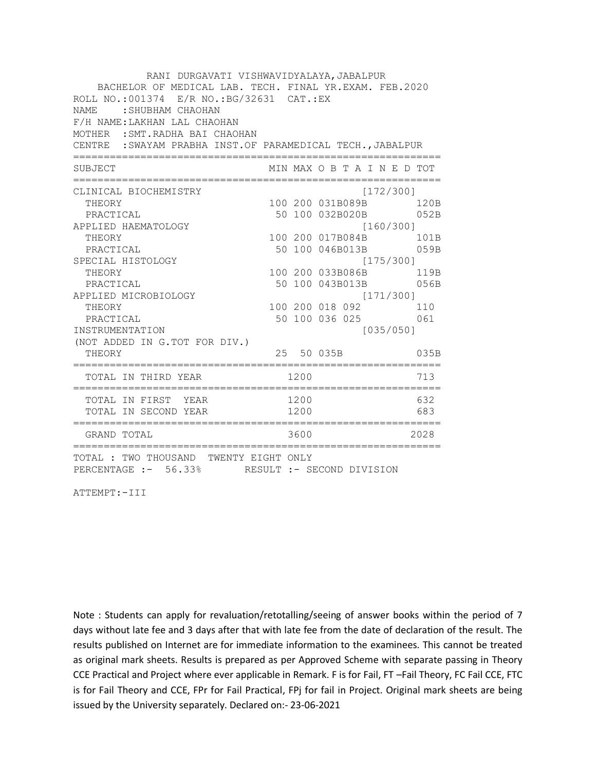RANI DURGAVATI VISHWAVIDYALAYA,JABALPUR
BACHELOR OF MEDICAL LAB. TECH. FINAL YR.EXAM. FEB.2020

ROLL NO.:001374 E/R NO.:BG/32631 CAT.:EX
NAME :SHUBHAM CHAOHAN
F/H NAME:LAKHAN LAL CHAOHAN
MOTHER :SMT.RADHA BAI CHAOHAN
CENTRE :SWAYAM PRABHA INST.OF PARAMEDICAL TECH.,JABALPUR

| SUBJECT | MIN | MAX | O B T A I N E D | | TOT |
|---|---|---|---|---|---|
| CLINICAL BIOCHEMISTRY | | | | [172/300] | |
| THEORY | 100 | 200 | 031B089B | | 120B |
| PRACTICAL | 50 | 100 | 032B020B | | 052B |
| APPLIED HAEMATOLOGY | | | | [160/300] | |
| THEORY | 100 | 200 | 017B084B | | 101B |
| PRACTICAL | 50 | 100 | 046B013B | | 059B |
| SPECIAL HISTOLOGY | | | | [175/300] | |
| THEORY | 100 | 200 | 033B086B | | 119B |
| PRACTICAL | 50 | 100 | 043B013B | | 056B |
| APPLIED MICROBIOLOGY | | | | [171/300] | |
| THEORY | 100 | 200 | 018 092 | | 110 |
| PRACTICAL | 50 | 100 | 036 025 | | 061 |
| INSTRUMENTATION | | | | [035/050] | |
| (NOT ADDED IN G.TOT FOR DIV.) | | | | | |
| THEORY | 25 | 50 | 035B | | 035B |
| TOTAL IN THIRD YEAR | | 1200 | | | 713 |
| TOTAL IN FIRST YEAR | | 1200 | | | 632 |
| TOTAL IN SECOND YEAR | | 1200 | | | 683 |
| GRAND TOTAL | | 3600 | | | 2028 |

TOTAL : TWO THOUSAND TWENTY EIGHT ONLY
PERCENTAGE :- 56.33% RESULT :- SECOND DIVISION

ATTEMPT:-III

Note : Students can apply for revaluation/retotalling/seeing of answer books within the period of 7 days without late fee and 3 days after that with late fee from the date of declaration of the result. The results published on Internet are for immediate information to the examinees. This cannot be treated as original mark sheets. Results is prepared as per Approved Scheme with separate passing in Theory CCE Practical and Project where ever applicable in Remark. F is for Fail, FT –Fail Theory, FC Fail CCE, FTC is for Fail Theory and CCE, FPr for Fail Practical, FPj for fail in Project. Original mark sheets are being issued by the University separately. Declared on:- 23-06-2021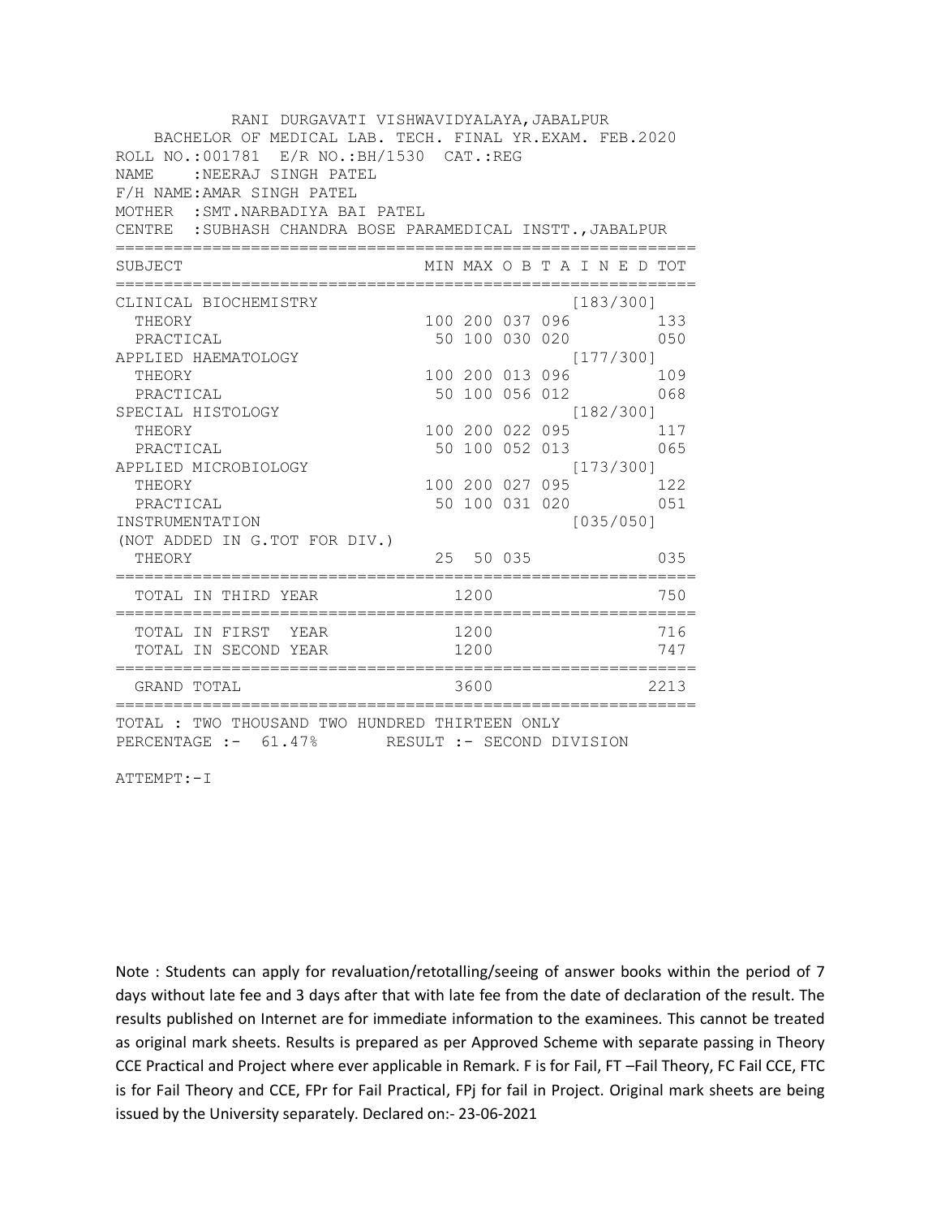RANI DURGAVATI VISHWAVIDYALAYA,JABALPUR

BACHELOR OF MEDICAL LAB. TECH. FINAL YR.EXAM. FEB.2020

ROLL NO.:001781 E/R NO.:BH/1530 CAT.:REG

NAME :NEERAJ SINGH PATEL

F/H NAME:AMAR SINGH PATEL

MOTHER :SMT.NARBADIYA BAI PATEL

CENTRE :SUBHASH CHANDRA BOSE PARAMEDICAL INSTT.,JABALPUR

| SUBJECT | MIN | MAX | O B T A I N E D | | | TOT |
|---|---|---|---|---|---|---|
| CLINICAL BIOCHEMISTRY | | | | | [183/300] | |
| THEORY | 100 | 200 | 037 | 096 | | 133 |
| PRACTICAL | 50 | 100 | 030 | 020 | | 050 |
| APPLIED HAEMATOLOGY | | | | | [177/300] | |
| THEORY | 100 | 200 | 013 | 096 | | 109 |
| PRACTICAL | 50 | 100 | 056 | 012 | | 068 |
| SPECIAL HISTOLOGY | | | | | [182/300] | |
| THEORY | 100 | 200 | 022 | 095 | | 117 |
| PRACTICAL | 50 | 100 | 052 | 013 | | 065 |
| APPLIED MICROBIOLOGY | | | | | [173/300] | |
| THEORY | 100 | 200 | 027 | 095 | | 122 |
| PRACTICAL | 50 | 100 | 031 | 020 | | 051 |
| INSTRUMENTATION | | | | | [035/050] | |
| (NOT ADDED IN G.TOT FOR DIV.) | | | | | | |
| THEORY | 25 | 50 | 035 | | | 035 |
| TOTAL IN THIRD YEAR | | 1200 | | | | 750 |
| TOTAL IN FIRST YEAR | | 1200 | | | | 716 |
| TOTAL IN SECOND YEAR | | 1200 | | | | 747 |
| GRAND TOTAL | | 3600 | | | | 2213 |

TOTAL : TWO THOUSAND TWO HUNDRED THIRTEEN ONLY

PERCENTAGE :- 61.47% RESULT :- SECOND DIVISION

ATTEMPT:-I

Note : Students can apply for revaluation/retotalling/seeing of answer books within the period of 7 days without late fee and 3 days after that with late fee from the date of declaration of the result. The results published on Internet are for immediate information to the examinees. This cannot be treated as original mark sheets. Results is prepared as per Approved Scheme with separate passing in Theory CCE Practical and Project where ever applicable in Remark. F is for Fail, FT –Fail Theory, FC Fail CCE, FTC is for Fail Theory and CCE, FPr for Fail Practical, FPj for fail in Project. Original mark sheets are being issued by the University separately. Declared on:- 23-06-2021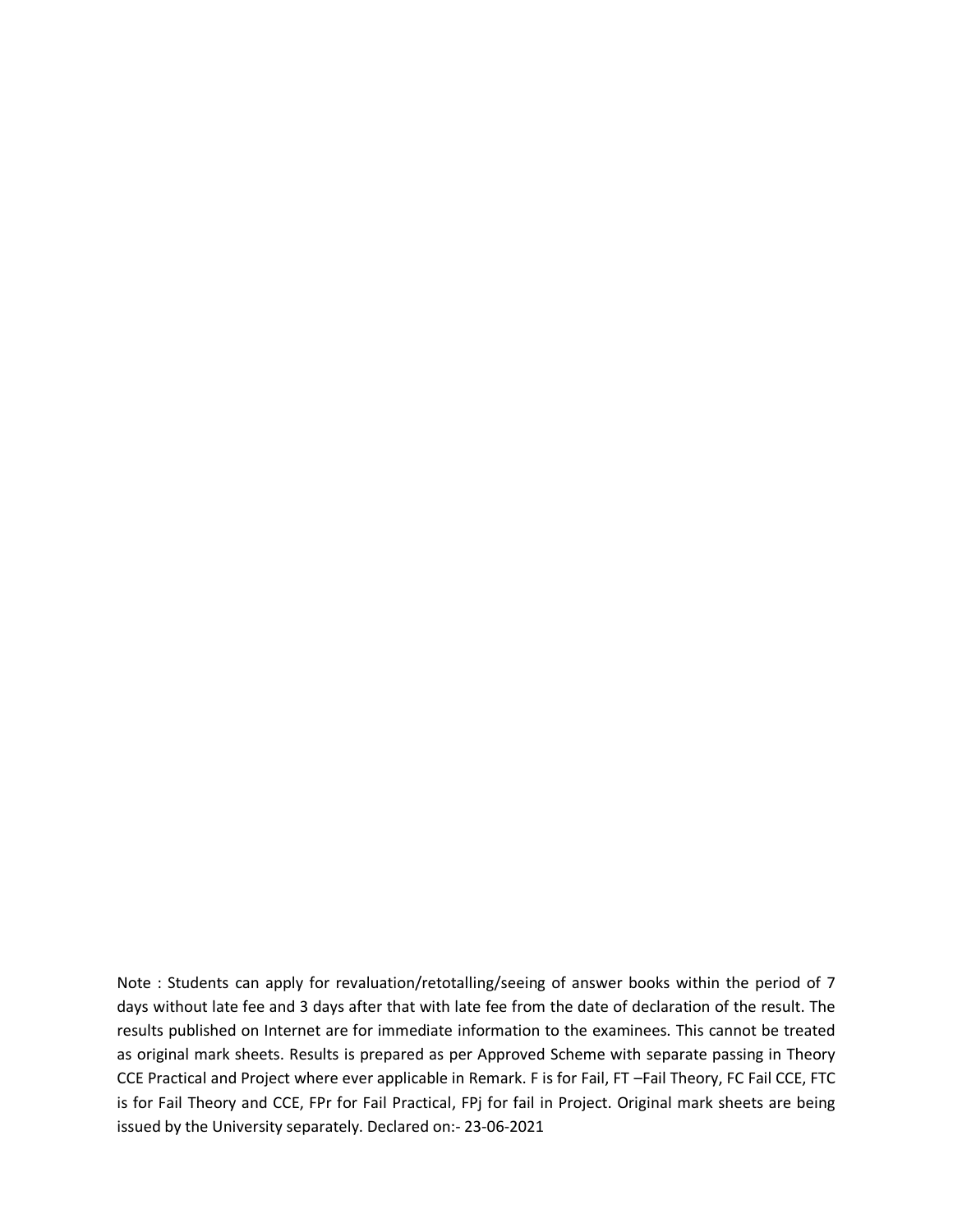Note : Students can apply for revaluation/retotalling/seeing of answer books within the period of 7 days without late fee and 3 days after that with late fee from the date of declaration of the result. The results published on Internet are for immediate information to the examinees. This cannot be treated as original mark sheets. Results is prepared as per Approved Scheme with separate passing in Theory CCE Practical and Project where ever applicable in Remark. F is for Fail, FT –Fail Theory, FC Fail CCE, FTC is for Fail Theory and CCE, FPr for Fail Practical, FPj for fail in Project. Original mark sheets are being issued by the University separately. Declared on:- 23-06-2021